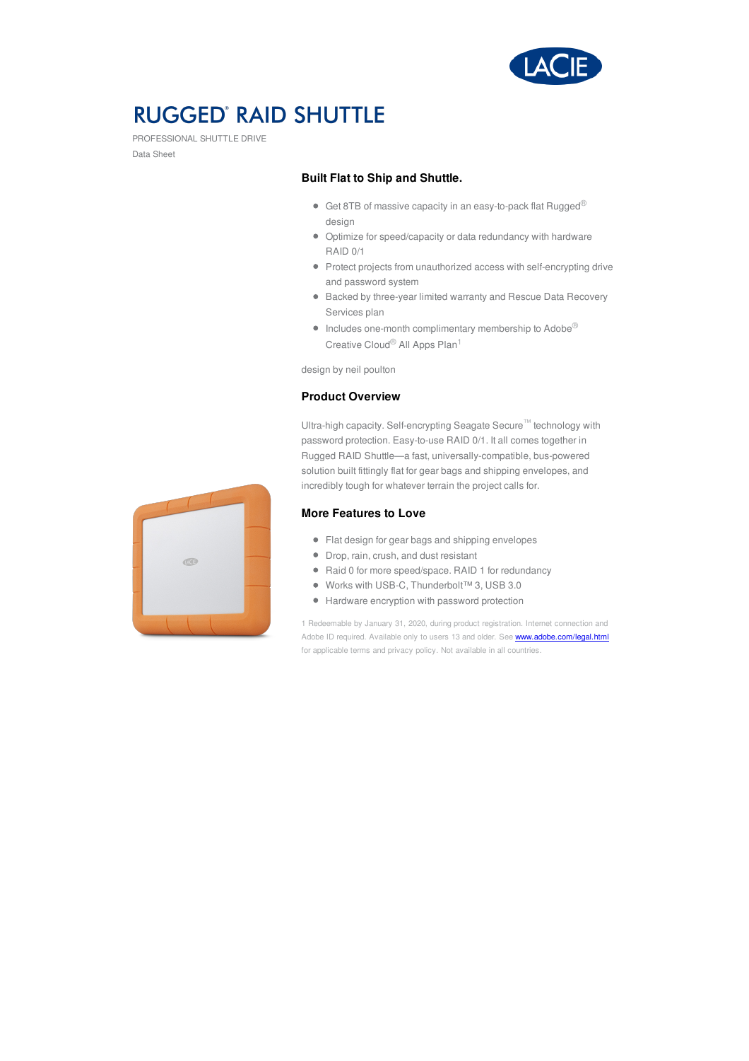# RUGGED® RAID SHUTTLE

PROFESSIONAL SHUTTLE DRIVE

Data Sheet

## Built Flat to Ship and Shuttle.

- Get 8TB of massive capacity in an easy-to-pack flat Rugged® design
- Optimize for speed/capacity or data redundancy with hardware RAID 0/1
- Protect projects from unauthorized access with self-encrypting drive and password system
- Backed by three-year limited warranty and Rescue Data Recovery Services plan
- Includes one-month complimentary membership to Adobe® Creative Cloud® All Apps Plan[1]

design by neil poulton

## Product Overview

Ultra-high capacity. Self-encrypting Seagate Secure™ technology with password protection. Easy-to-use RAID 0/1. It all comes together in Rugged RAID Shuttle—a fast, universally-compatible, bus-powered solution built fittingly flat for gear bags and shipping envelopes, and incredibly tough for whatever terrain the project calls for.

## More Features to Love

- Flat design for gear bags and shipping envelopes
- Drop, rain, crush, and dust resistant
- Raid 0 for more speed/space. RAID 1 for redundancy
- Works with USB-C, Thunderbolt™ 3, USB 3.0
- Hardware encryption with password protection

1 Redeemable by January 31, 2020, during product registration. Internet connection and Adobe ID required. Available only to users 13 and older. See www.adobe.com/legal.html for applicable terms and privacy policy. Not available in all countries.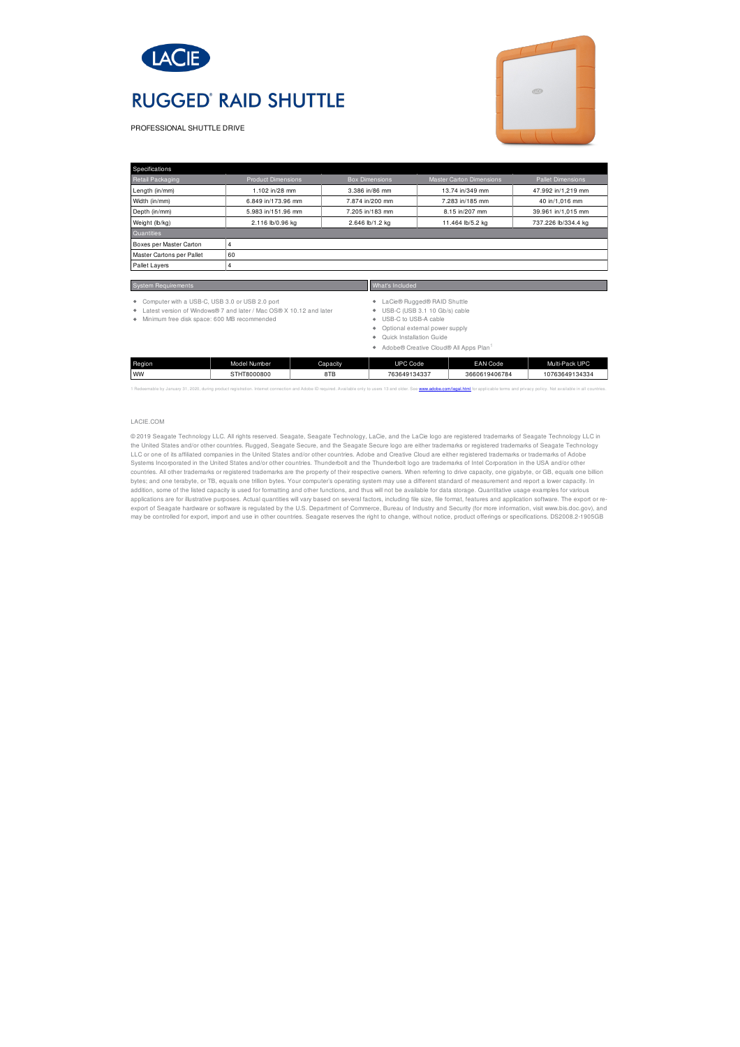# RUGGED® RAID SHUTTLE

PROFESSIONAL SHUTTLE DRIVE

| Specifications | | | | |
|---|---|---|---|---|
| Retail Packaging | Product Dimensions | Box Dimensions | Master Carton Dimensions | Pallet Dimensions |
| Length (in/mm) | 1.102 in/28 mm | 3.386 in/86 mm | 13.74 in/349 mm | 47.992 in/1,219 mm |
| Width (in/mm) | 6.849 in/173.96 mm | 7.874 in/200 mm | 7.283 in/185 mm | 40 in/1,016 mm |
| Depth (in/mm) | 5.983 in/151.96 mm | 7.205 in/183 mm | 8.15 in/207 mm | 39.961 in/1,015 mm |
| Weight (lb/kg) | 2.116 lb/0.96 kg | 2.646 lb/1.2 kg | 11.464 lb/5.2 kg | 737.226 lb/334.4 kg |
| Quantities | | | | |
| Boxes per Master Carton | 4 | | | |
| Master Cartons per Pallet | 60 | | | |
| Pallet Layers | 4 | | | |

## System Requirements

- Computer with a USB-C, USB 3.0 or USB 2.0 port
- Latest version of Windows® 7 and later / Mac OS® X 10.12 and later
- Minimum free disk space: 600 MB recommended

## What's Included

- LaCie® Rugged® RAID Shuttle
- USB-C (USB 3.1 10 Gb/s) cable
- USB-C to USB-A cable
- Optional external power supply
- Quick Installation Guide
- Adobe® Creative Cloud® All Apps Plan[1]

| Region | Model Number | Capacity | UPC Code | EAN Code | Multi-Pack UPC |
|---|---|---|---|---|---|
| WW | STHT8000800 | 8TB | 763649134337 | 3660619406784 | 10763649134334 |

1 Redeemable by January 31, 2020, during product registration. Internet connection and Adobe ID required. Available only to users 13 and older. See www.adobe.com/legal.html for applicable terms and privacy policy. Not available in all countries.

LACIE.COM

© 2019 Seagate Technology LLC. All rights reserved. Seagate, Seagate Technology, LaCie, and the LaCie logo are registered trademarks of Seagate Technology LLC in the United States and/or other countries. Rugged, Seagate Secure, and the Seagate Secure logo are either trademarks or registered trademarks of Seagate Technology LLC or one of its affiliated companies in the United States and/or other countries. Adobe and Creative Cloud are either registered trademarks or trademarks of Adobe Systems Incorporated in the United States and/or other countries. Thunderbolt and the Thunderbolt logo are trademarks of Intel Corporation in the USA and/or other countries. All other trademarks or registered trademarks are the property of their respective owners. When referring to drive capacity, one gigabyte, or GB, equals one billion bytes; and one terabyte, or TB, equals one trillion bytes. Your computer's operating system may use a different standard of measurement and report a lower capacity. In addition, some of the listed capacity is used for formatting and other functions, and thus will not be available for data storage. Quantitative usage examples for various applications are for illustrative purposes. Actual quantities will vary based on several factors, including file size, file format, features and application software. The export or re-export of Seagate hardware or software is regulated by the U.S. Department of Commerce, Bureau of Industry and Security (for more information, visit www.bis.doc.gov), and may be controlled for export, import and use in other countries. Seagate reserves the right to change, without notice, product offerings or specifications. DS2008.2-1905GB